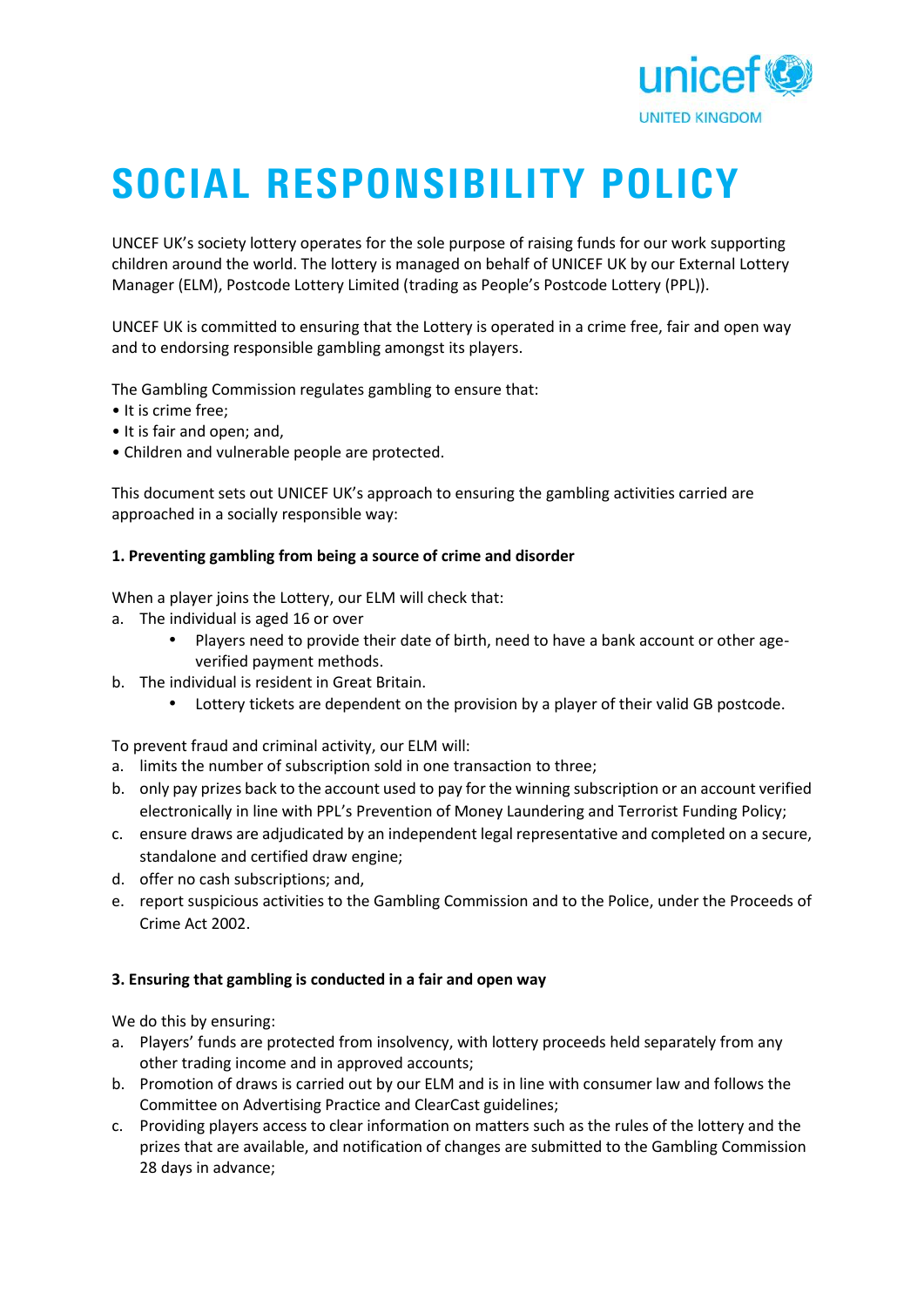# SOCIAL RESPONSIBILITY POLICY

UNCEF UK's society lottery operates for the sole purpose of raising funds for our work supporting children around the world. The lottery is managed on behalf of UNICEF UK by our External Lottery Manager (ELM), Postcode Lottery Limited (trading as People's Postcode Lottery (PPL)).

UNCEF UK is committed to ensuring that the Lottery is operated in a crime free, fair and open way and to endorsing responsible gambling amongst its players.

The Gambling Commission regulates gambling to ensure that:

- It is crime free;
- It is fair and open; and,
- Children and vulnerable people are protected.

This document sets out UNICEF UK's approach to ensuring the gambling activities carried are approached in a socially responsible way:

**1. Preventing gambling from being a source of crime and disorder**

When a player joins the Lottery, our ELM will check that:

a. The individual is aged 16 or over
   - Players need to provide their date of birth, need to have a bank account or other age-verified payment methods.

b. The individual is resident in Great Britain.
   - Lottery tickets are dependent on the provision by a player of their valid GB postcode.

To prevent fraud and criminal activity, our ELM will:

a. limits the number of subscription sold in one transaction to three;
b. only pay prizes back to the account used to pay for the winning subscription or an account verified electronically in line with PPL's Prevention of Money Laundering and Terrorist Funding Policy;
c. ensure draws are adjudicated by an independent legal representative and completed on a secure, standalone and certified draw engine;
d. offer no cash subscriptions; and,
e. report suspicious activities to the Gambling Commission and to the Police, under the Proceeds of Crime Act 2002.

**3. Ensuring that gambling is conducted in a fair and open way**

We do this by ensuring:

a. Players' funds are protected from insolvency, with lottery proceeds held separately from any other trading income and in approved accounts;
b. Promotion of draws is carried out by our ELM and is in line with consumer law and follows the Committee on Advertising Practice and ClearCast guidelines;
c. Providing players access to clear information on matters such as the rules of the lottery and the prizes that are available, and notification of changes are submitted to the Gambling Commission 28 days in advance;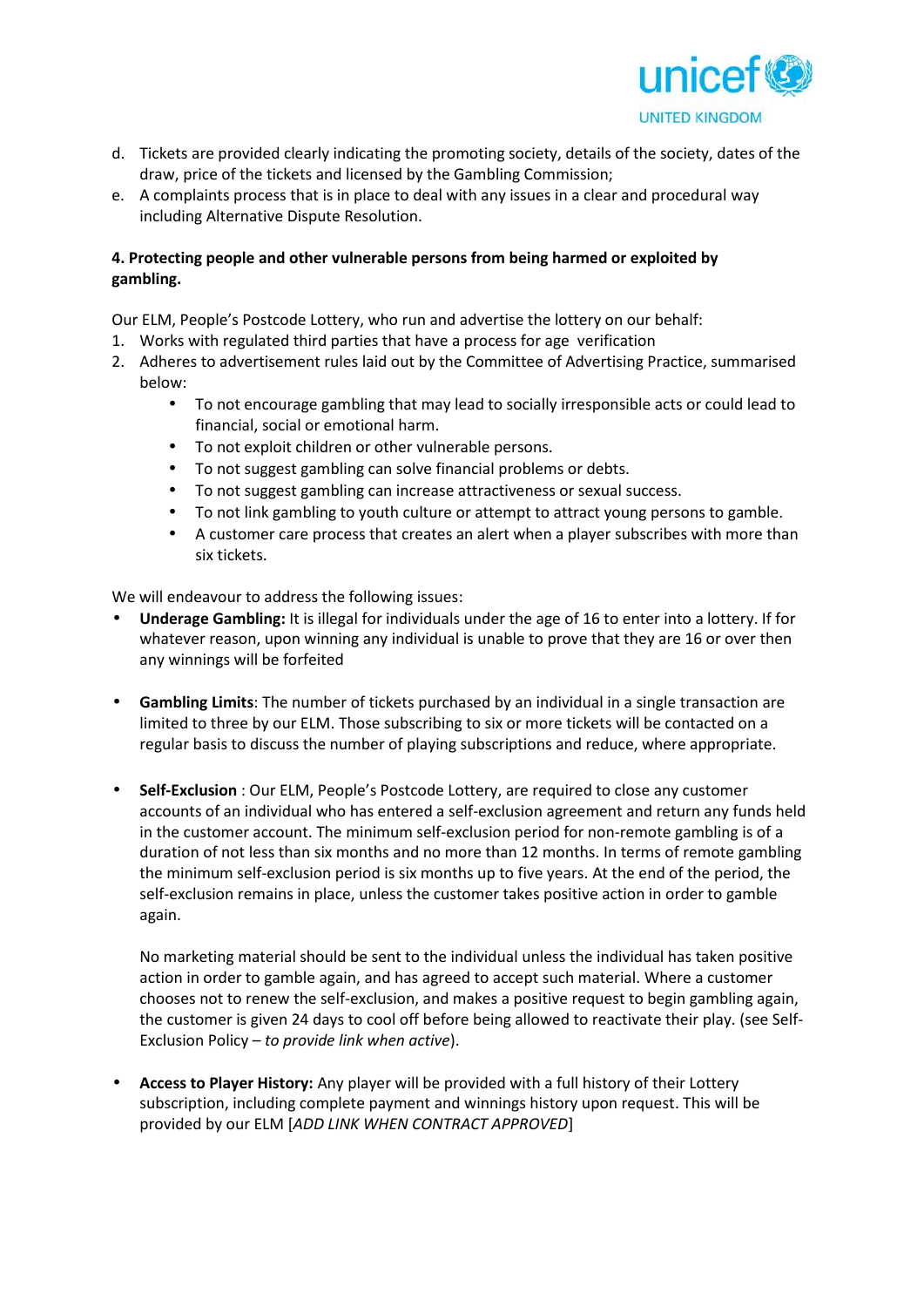d. Tickets are provided clearly indicating the promoting society, details of the society, dates of the draw, price of the tickets and licensed by the Gambling Commission;
e. A complaints process that is in place to deal with any issues in a clear and procedural way including Alternative Dispute Resolution.

**4. Protecting people and other vulnerable persons from being harmed or exploited by gambling.**

Our ELM, People's Postcode Lottery, who run and advertise the lottery on our behalf:

1. Works with regulated third parties that have a process for age verification
2. Adheres to advertisement rules laid out by the Committee of Advertising Practice, summarised below:
   - To not encourage gambling that may lead to socially irresponsible acts or could lead to financial, social or emotional harm.
   - To not exploit children or other vulnerable persons.
   - To not suggest gambling can solve financial problems or debts.
   - To not suggest gambling can increase attractiveness or sexual success.
   - To not link gambling to youth culture or attempt to attract young persons to gamble.
   - A customer care process that creates an alert when a player subscribes with more than six tickets.

We will endeavour to address the following issues:

- **Underage Gambling:** It is illegal for individuals under the age of 16 to enter into a lottery. If for whatever reason, upon winning any individual is unable to prove that they are 16 or over then any winnings will be forfeited

- **Gambling Limits**: The number of tickets purchased by an individual in a single transaction are limited to three by our ELM. Those subscribing to six or more tickets will be contacted on a regular basis to discuss the number of playing subscriptions and reduce, where appropriate.

- **Self-Exclusion** : Our ELM, People's Postcode Lottery, are required to close any customer accounts of an individual who has entered a self-exclusion agreement and return any funds held in the customer account. The minimum self-exclusion period for non-remote gambling is of a duration of not less than six months and no more than 12 months. In terms of remote gambling the minimum self-exclusion period is six months up to five years. At the end of the period, the self-exclusion remains in place, unless the customer takes positive action in order to gamble again.

  No marketing material should be sent to the individual unless the individual has taken positive action in order to gamble again, and has agreed to accept such material. Where a customer chooses not to renew the self-exclusion, and makes a positive request to begin gambling again, the customer is given 24 days to cool off before being allowed to reactivate their play. (see Self-Exclusion Policy – *to provide link when active*).

- **Access to Player History:** Any player will be provided with a full history of their Lottery subscription, including complete payment and winnings history upon request. This will be provided by our ELM [*ADD LINK WHEN CONTRACT APPROVED*]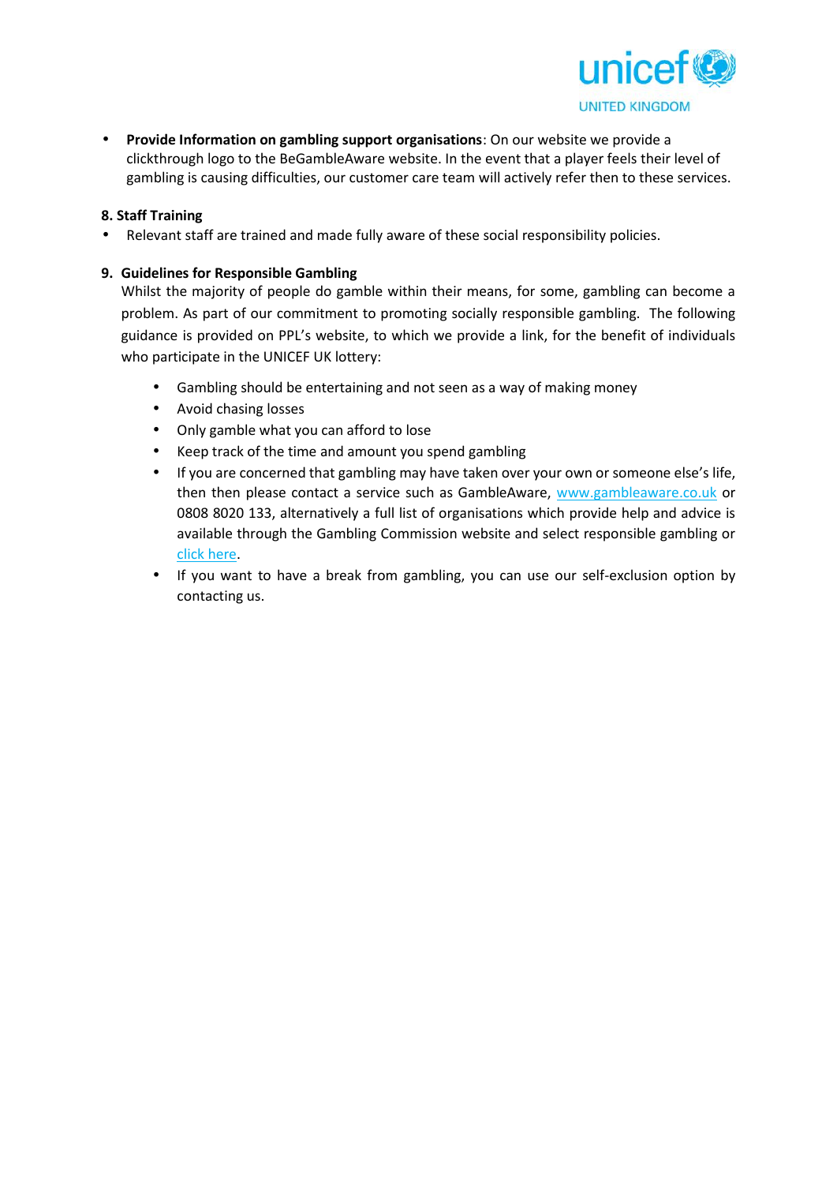- **Provide Information on gambling support organisations**: On our website we provide a clickthrough logo to the BeGambleAware website. In the event that a player feels their level of gambling is causing difficulties, our customer care team will actively refer then to these services.

**8. Staff Training**

- Relevant staff are trained and made fully aware of these social responsibility policies.

**9. Guidelines for Responsible Gambling**

Whilst the majority of people do gamble within their means, for some, gambling can become a problem. As part of our commitment to promoting socially responsible gambling. The following guidance is provided on PPL's website, to which we provide a link, for the benefit of individuals who participate in the UNICEF UK lottery:

- Gambling should be entertaining and not seen as a way of making money
- Avoid chasing losses
- Only gamble what you can afford to lose
- Keep track of the time and amount you spend gambling
- If you are concerned that gambling may have taken over your own or someone else's life, then then please contact a service such as GambleAware, www.gambleaware.co.uk or 0808 8020 133, alternatively a full list of organisations which provide help and advice is available through the Gambling Commission website and select responsible gambling or click here.
- If you want to have a break from gambling, you can use our self-exclusion option by contacting us.